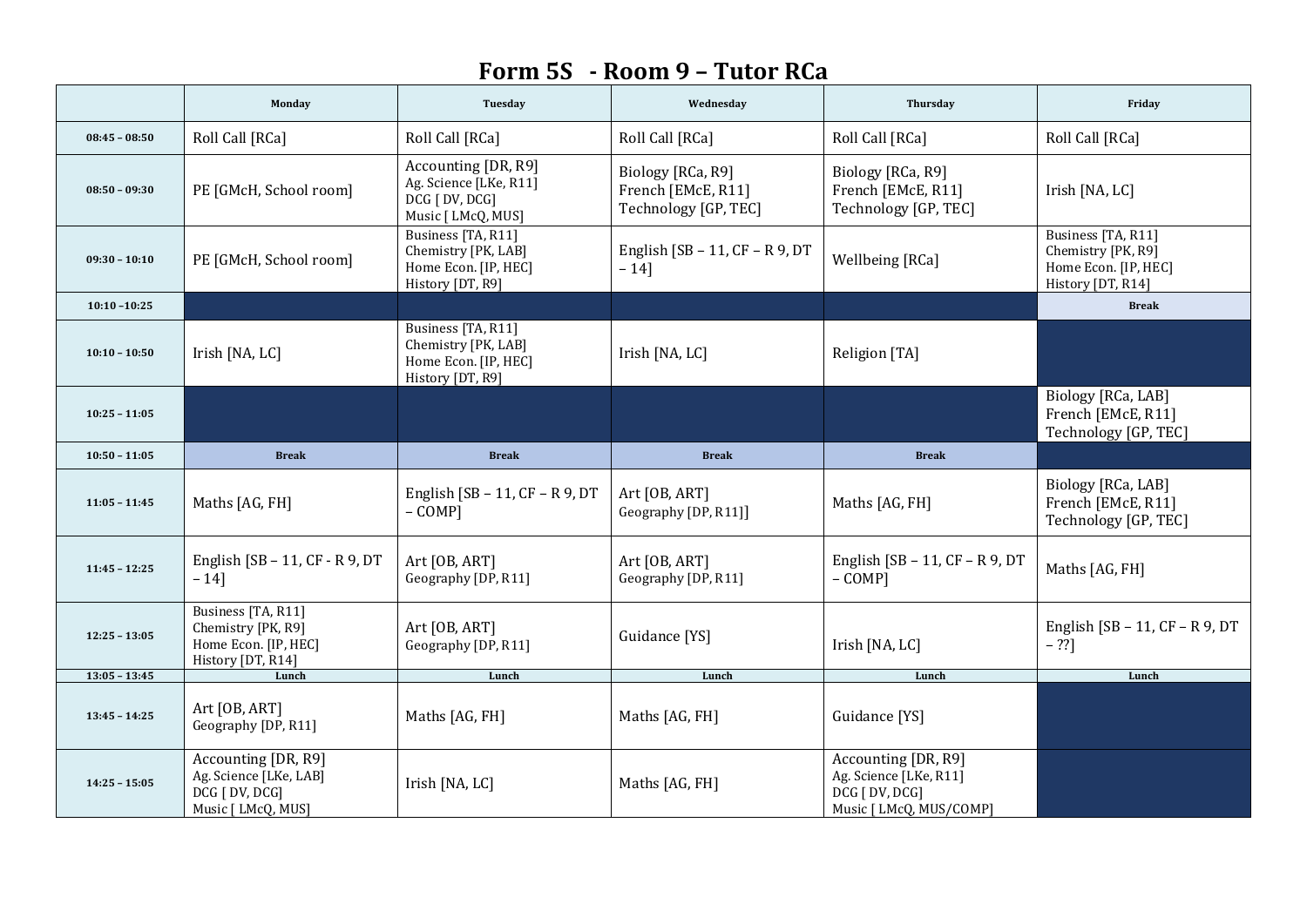# Form 5S - Room 9 – Tutor RCa

| | Monday | Tuesday | Wednesday | Thursday | Friday |
|---|---|---|---|---|---|
| 08:45 – 08:50 | Roll Call [RCa] | Roll Call [RCa] | Roll Call [RCa] | Roll Call [RCa] | Roll Call [RCa] |
| 08:50 – 09:30 | PE [GMcH, School room] | Accounting [DR, R9]<br>Ag. Science [LKe, R11]<br>DCG [ DV, DCG]<br>Music [ LMcQ, MUS] | Biology [RCa, R9]<br>French [EMcE, R11]<br>Technology [GP, TEC] | Biology [RCa, R9]<br>French [EMcE, R11]<br>Technology [GP, TEC] | Irish [NA, LC] |
| 09:30 – 10:10 | PE [GMcH, School room] | Business [TA, R11]<br>Chemistry [PK, LAB]<br>Home Econ. [IP, HEC]<br>History [DT, R9] | English [SB – 11, CF – R 9, DT – 14] | Wellbeing [RCa] | Business [TA, R11]<br>Chemistry [PK, R9]<br>Home Econ. [IP, HEC]<br>History [DT, R14] |
| 10:10 –10:25 | | | | | Break |
| 10:10 – 10:50 | Irish [NA, LC] | Business [TA, R11]<br>Chemistry [PK, LAB]<br>Home Econ. [IP, HEC]<br>History [DT, R9] | Irish [NA, LC] | Religion [TA] | |
| 10:25 – 11:05 | | | | | Biology [RCa, LAB]<br>French [EMcE, R11]<br>Technology [GP, TEC] |
| 10:50 – 11:05 | Break | Break | Break | Break | |
| 11:05 – 11:45 | Maths [AG, FH] | English [SB – 11, CF – R 9, DT – COMP] | Art [OB, ART]<br>Geography [DP, R11]] | Maths [AG, FH] | Biology [RCa, LAB]<br>French [EMcE, R11]<br>Technology [GP, TEC] |
| 11:45 – 12:25 | English [SB – 11, CF - R 9, DT – 14] | Art [OB, ART]<br>Geography [DP, R11] | Art [OB, ART]<br>Geography [DP, R11] | English [SB – 11, CF – R 9, DT – COMP] | Maths [AG, FH] |
| 12:25 – 13:05 | Business [TA, R11]<br>Chemistry [PK, R9]<br>Home Econ. [IP, HEC]<br>History [DT, R14] | Art [OB, ART]<br>Geography [DP, R11] | Guidance [YS] | Irish [NA, LC] | English [SB – 11, CF – R 9, DT – ??] |
| 13:05 – 13:45 | Lunch | Lunch | Lunch | Lunch | Lunch |
| 13:45 – 14:25 | Art [OB, ART]<br>Geography [DP, R11] | Maths [AG, FH] | Maths [AG, FH] | Guidance [YS] | |
| 14:25 – 15:05 | Accounting [DR, R9]<br>Ag. Science [LKe, LAB]<br>DCG [ DV, DCG]<br>Music [ LMcQ, MUS] | Irish [NA, LC] | Maths [AG, FH] | Accounting [DR, R9]<br>Ag. Science [LKe, R11]<br>DCG [ DV, DCG]<br>Music [ LMcQ, MUS/COMP] | |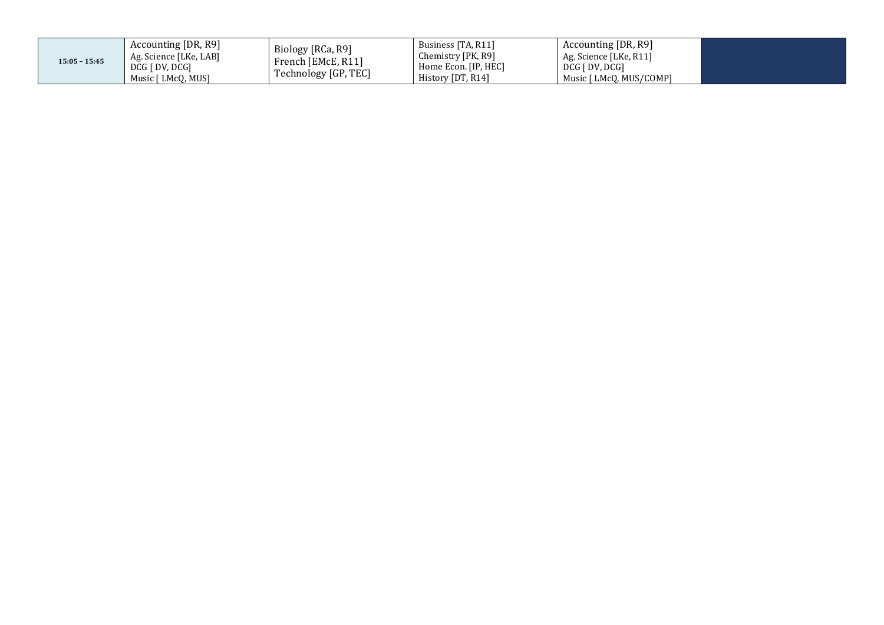| | | | | | |
|---|---|---|---|---|---|
| **15:05 – 15:45** | Accounting [DR, R9]<br>Ag. Science [LKe, LAB]<br>DCG [ DV, DCG]<br>Music [ LMcQ, MUS] | Biology [RCa, R9]<br>French [EMcE, R11]<br>Technology [GP, TEC] | Business [TA, R11]<br>Chemistry [PK, R9]<br>Home Econ. [IP, HEC]<br>History [DT, R14] | Accounting [DR, R9]<br>Ag. Science [LKe, R11]<br>DCG [ DV, DCG]<br>Music [ LMcQ, MUS/COMP] | |